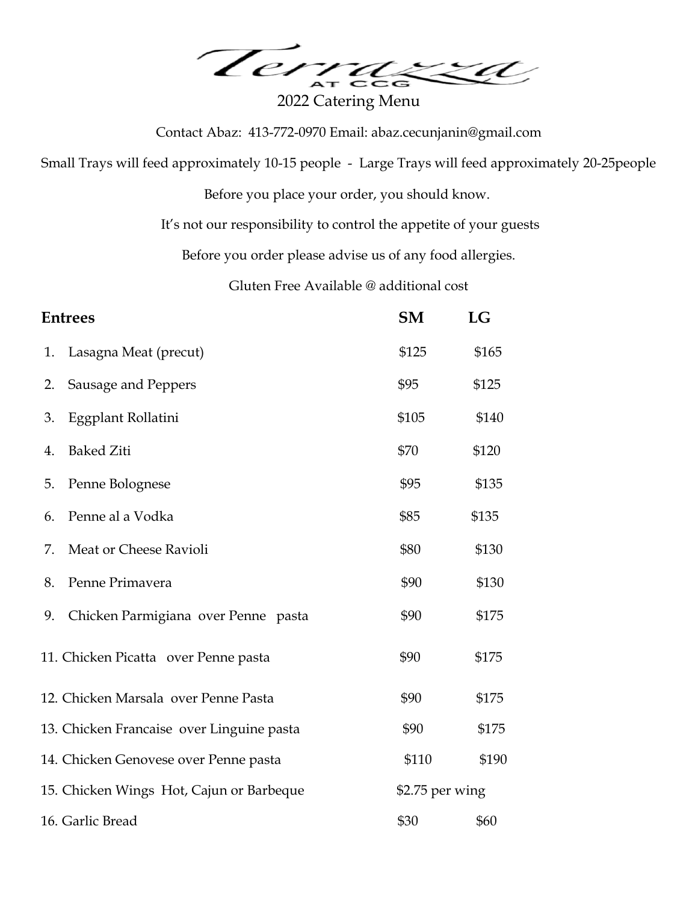# Terrazza AT CCG

## 2022 Catering Menu

Contact Abaz: 413-772-0970 Email: abaz.cecunjanin@gmail.com

Small Trays will feed approximately 10-15 people - Large Trays will feed approximately 20-25people

Before you place your order, you should know.

It's not our responsibility to control the appetite of your guests

Before you order please advise us of any food allergies.

Gluten Free Available @ additional cost

| Entrees | SM | LG |
|---|---|---|
| 1. Lasagna Meat (precut) | $125 | $165 |
| 2. Sausage and Peppers | $95 | $125 |
| 3. Eggplant Rollatini | $105 | $140 |
| 4. Baked Ziti | $70 | $120 |
| 5. Penne Bolognese | $95 | $135 |
| 6. Penne al a Vodka | $85 | $135 |
| 7. Meat or Cheese Ravioli | $80 | $130 |
| 8. Penne Primavera | $90 | $130 |
| 9. Chicken Parmigiana over Penne pasta | $90 | $175 |
| 11. Chicken Picatta over Penne pasta | $90 | $175 |
| 12. Chicken Marsala over Penne Pasta | $90 | $175 |
| 13. Chicken Francaise over Linguine pasta | $90 | $175 |
| 14. Chicken Genovese over Penne pasta | $110 | $190 |
| 15. Chicken Wings Hot, Cajun or Barbeque | $2.75 per wing | |
| 16. Garlic Bread | $30 | $60 |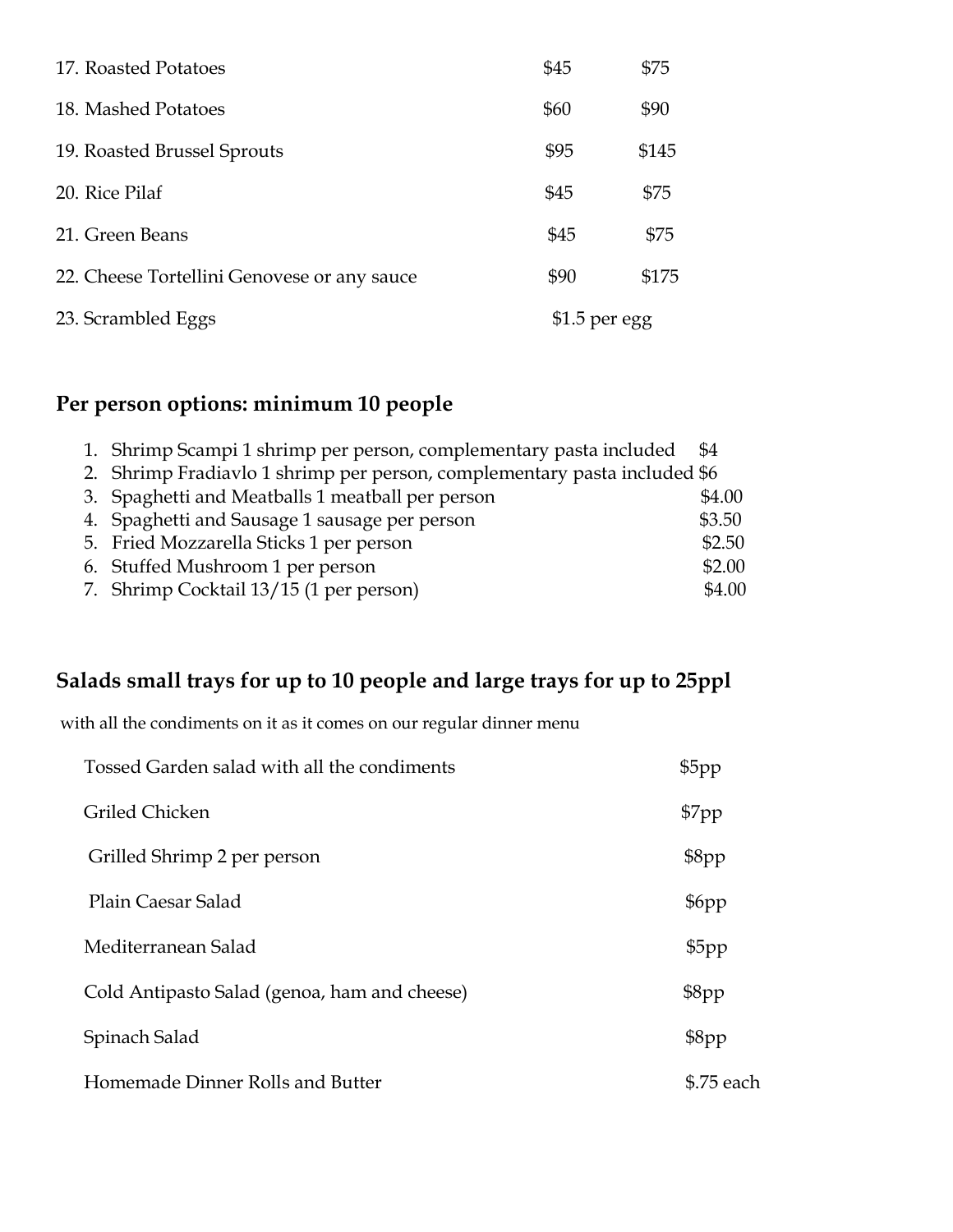| | | |
|---|---|---|
| 17. Roasted Potatoes | $45 | $75 |
| 18. Mashed Potatoes | $60 | $90 |
| 19. Roasted Brussel Sprouts | $95 | $145 |
| 20. Rice Pilaf | $45 | $75 |
| 21. Green Beans | $45 | $75 |
| 22. Cheese Tortellini Genovese or any sauce | $90 | $175 |
| 23. Scrambled Eggs | $1.5 per egg | |

## Per person options: minimum 10 people

1. Shrimp Scampi 1 shrimp per person, complementary pasta included $4
2. Shrimp Fradiavlo 1 shrimp per person, complementary pasta included $6
3. Spaghetti and Meatballs 1 meatball per person $4.00
4. Spaghetti and Sausage 1 sausage per person $3.50
5. Fried Mozzarella Sticks 1 per person $2.50
6. Stuffed Mushroom 1 per person $2.00
7. Shrimp Cocktail 13/15 (1 per person) $4.00

## Salads small trays for up to 10 people and large trays for up to 25ppl

with all the condiments on it as it comes on our regular dinner menu

| | |
|---|---|
| Tossed Garden salad with all the condiments | $5pp |
| Griled Chicken | $7pp |
| Grilled Shrimp 2 per person | $8pp |
| Plain Caesar Salad | $6pp |
| Mediterranean Salad | $5pp |
| Cold Antipasto Salad (genoa, ham and cheese) | $8pp |
| Spinach Salad | $8pp |
| Homemade Dinner Rolls and Butter | $.75 each |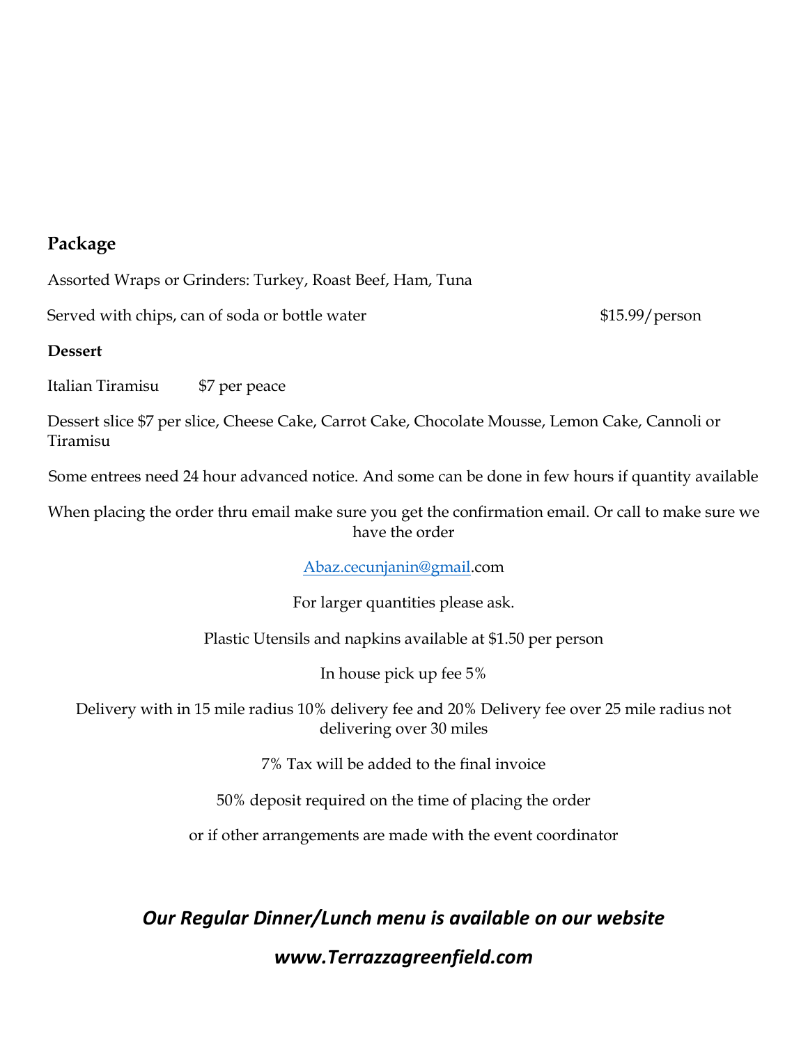## Package

Assorted Wraps or Grinders: Turkey, Roast Beef, Ham, Tuna

Served with chips, can of soda or bottle water $15.99/person

**Dessert**

Italian Tiramisu $7 per peace

Dessert slice $7 per slice, Cheese Cake, Carrot Cake, Chocolate Mousse, Lemon Cake, Cannoli or Tiramisu

Some entrees need 24 hour advanced notice. And some can be done in few hours if quantity available

When placing the order thru email make sure you get the confirmation email. Or call to make sure we have the order

Abaz.cecunjanin@gmail.com

For larger quantities please ask.

Plastic Utensils and napkins available at $1.50 per person

In house pick up fee 5%

Delivery with in 15 mile radius 10% delivery fee and 20% Delivery fee over 25 mile radius not delivering over 30 miles

7% Tax will be added to the final invoice

50% deposit required on the time of placing the order

or if other arrangements are made with the event coordinator

***Our Regular Dinner/Lunch menu is available on our website***

***www.Terrazzagreenfield.com***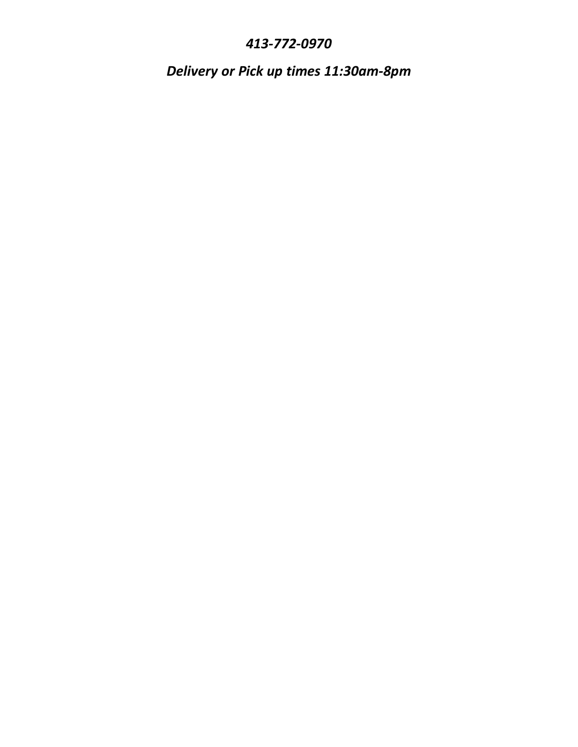*413-772-0970*

*Delivery or Pick up times 11:30am-8pm*